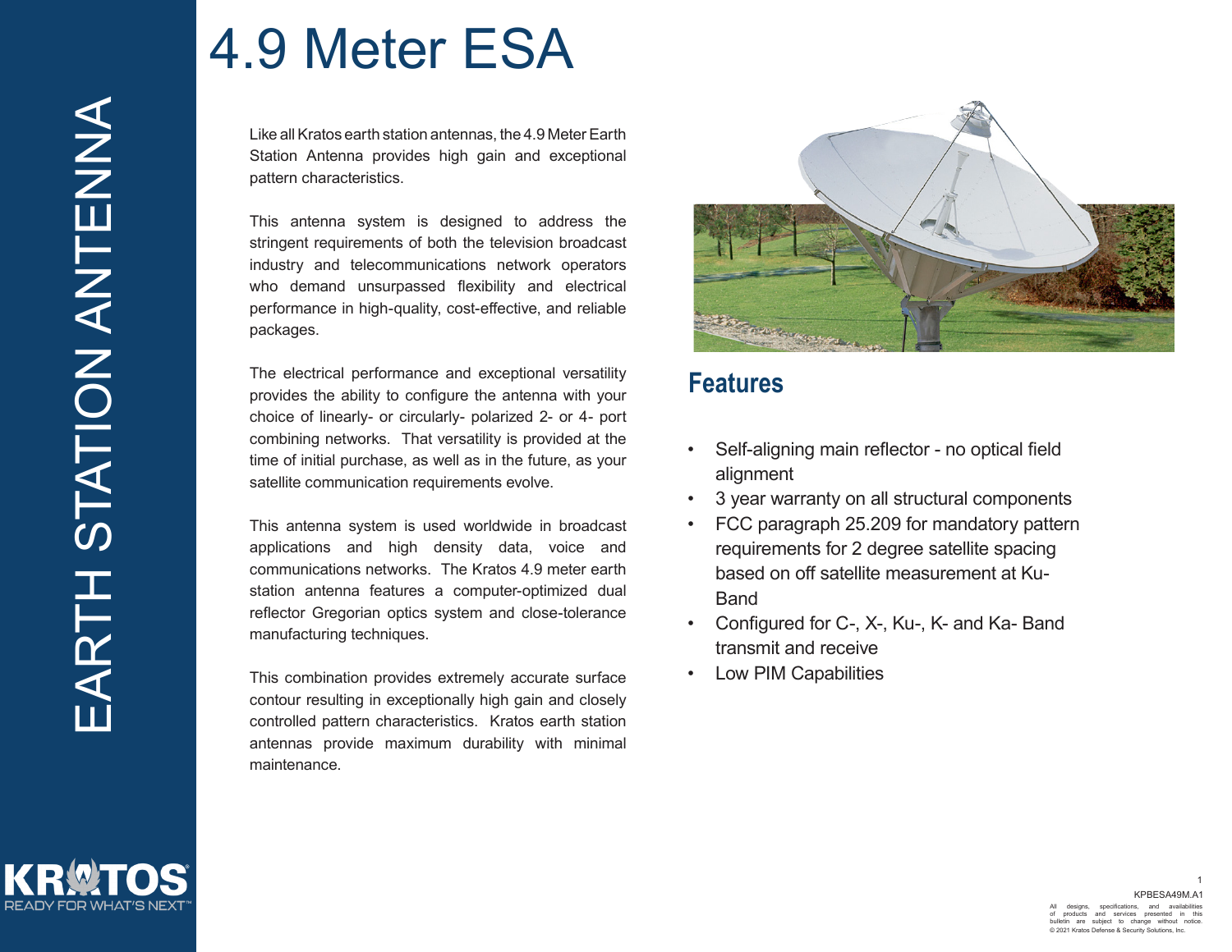# 4.9 Meter ESA

EARTH STATION ANTENNA

Like all Kratos earth station antennas, the 4.9 Meter Earth Station Antenna provides high gain and exceptional pattern characteristics.

This antenna system is designed to address the stringent requirements of both the television broadcast industry and telecommunications network operators who demand unsurpassed flexibility and electrical performance in high-quality, cost-effective, and reliable packages.

The electrical performance and exceptional versatility provides the ability to configure the antenna with your choice of linearly- or circularly- polarized 2- or 4- port combining networks. That versatility is provided at the time of initial purchase, as well as in the future, as your satellite communication requirements evolve.

This antenna system is used worldwide in broadcast applications and high density data, voice and communications networks. The Kratos 4.9 meter earth station antenna features a computer-optimized dual reflector Gregorian optics system and close-tolerance manufacturing techniques.

This combination provides extremely accurate surface contour resulting in exceptionally high gain and closely controlled pattern characteristics. Kratos earth station antennas provide maximum durability with minimal maintenance.

## Features

- Self-aligning main reflector - no optical field alignment
- 3 year warranty on all structural components
- FCC paragraph 25.209 for mandatory pattern requirements for 2 degree satellite spacing based on off satellite measurement at Ku-Band
- Configured for C-, X-, Ku-, K- and Ka- Band transmit and receive
- Low PIM Capabilities

KRATOS
READY FOR WHAT'S NEXT™

KPBESA49M.A1

All designs, specifications, and availabilities of products and services presented in this bulletin are subject to change without notice.
© 2021 Kratos Defense & Security Solutions, Inc.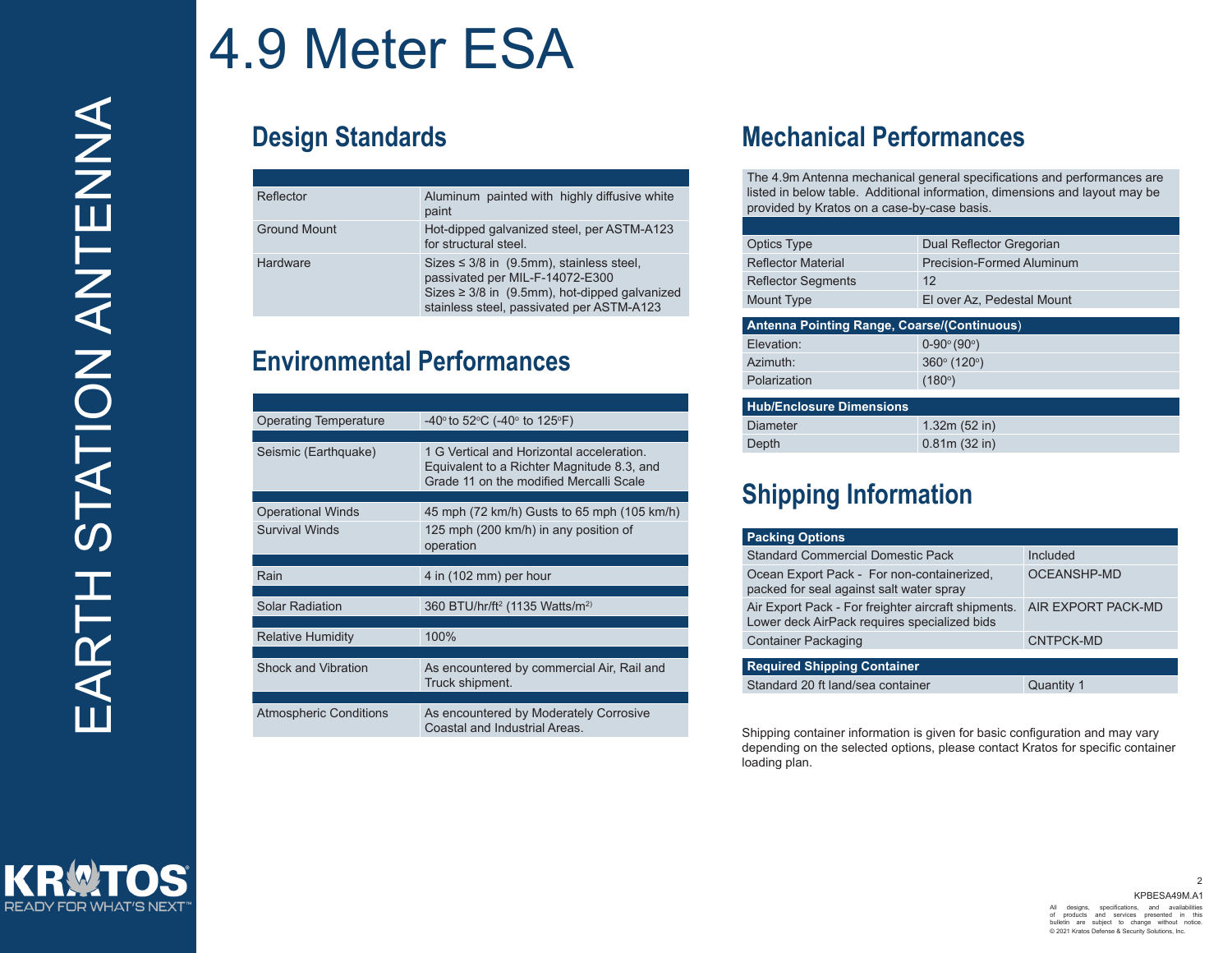# 4.9 Meter ESA

EARTH STATION ANTENNA

## Design Standards

| | |
|---|---|
| Reflector | Aluminum painted with highly diffusive white paint |
| Ground Mount | Hot-dipped galvanized steel, per ASTM-A123 for structural steel. |
| Hardware | Sizes ≤ 3/8 in (9.5mm), stainless steel, passivated per MIL-F-14072-E300<br>Sizes ≥ 3/8 in (9.5mm), hot-dipped galvanized stainless steel, passivated per ASTM-A123 |

## Environmental Performances

| | |
|---|---|
| Operating Temperature | -40° to 52°C (-40° to 125°F) |
| Seismic (Earthquake) | 1 G Vertical and Horizontal acceleration. Equivalent to a Richter Magnitude 8.3, and Grade 11 on the modified Mercalli Scale |
| Operational Winds | 45 mph (72 km/h) Gusts to 65 mph (105 km/h) |
| Survival Winds | 125 mph (200 km/h) in any position of operation |
| Rain | 4 in (102 mm) per hour |
| Solar Radiation | 360 BTU/hr/ft² (1135 Watts/m²) |
| Relative Humidity | 100% |
| Shock and Vibration | As encountered by commercial Air, Rail and Truck shipment. |
| Atmospheric Conditions | As encountered by Moderately Corrosive Coastal and Industrial Areas. |

## Mechanical Performances

The 4.9m Antenna mechanical general specifications and performances are listed in below table. Additional information, dimensions and layout may be provided by Kratos on a case-by-case basis.

| | |
|---|---|
| Optics Type | Dual Reflector Gregorian |
| Reflector Material | Precision-Formed Aluminum |
| Reflector Segments | 12 |
| Mount Type | El over Az, Pedestal Mount |

| Antenna Pointing Range, Coarse/(Continuous) | |
|---|---|
| Elevation: | 0-90° (90°) |
| Azimuth: | 360° (120°) |
| Polarization | (180°) |

| Hub/Enclosure Dimensions | |
|---|---|
| Diameter | 1.32m (52 in) |
| Depth | 0.81m (32 in) |

## Shipping Information

| Packing Options | |
|---|---|
| Standard Commercial Domestic Pack | Included |
| Ocean Export Pack - For non-containerized, packed for seal against salt water spray | OCEANSHP-MD |
| Air Export Pack - For freighter aircraft shipments. Lower deck AirPack requires specialized bids | AIR EXPORT PACK-MD |
| Container Packaging | CNTPCK-MD |

| Required Shipping Container | |
|---|---|
| Standard 20 ft land/sea container | Quantity 1 |

Shipping container information is given for basic configuration and may vary depending on the selected options, please contact Kratos for specific container loading plan.

KRATOS READY FOR WHAT'S NEXT™

KPBESA49M.A1

All designs, specifications, and availabilities of products and services presented in this bulletin are subject to change without notice.
© 2021 Kratos Defense & Security Solutions, Inc.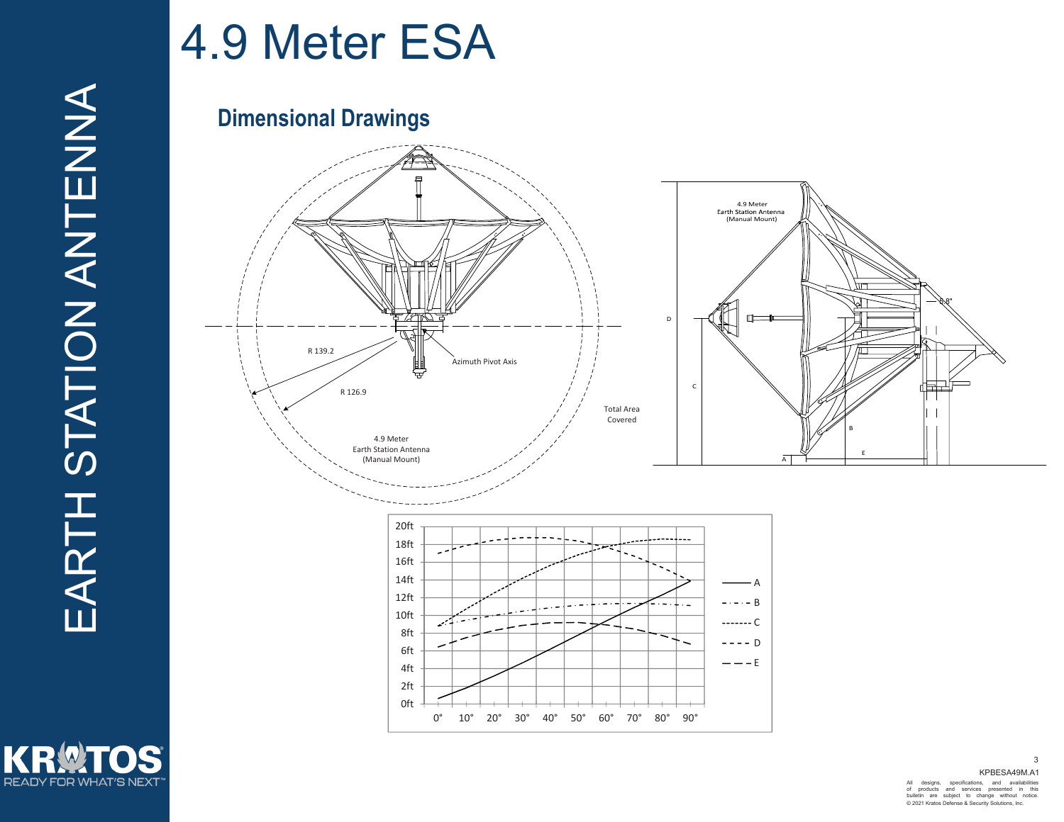# 4.9 Meter ESA

## Dimensional Drawings

R 139.2

R 126.9

Azimuth Pivot Axis

Total Area Covered

4.9 Meter Earth Station Antenna (Manual Mount)

4.9 Meter Earth Station Antenna (Manual Mount)

5.8"

A B C D E

20ft 18ft 16ft 14ft 12ft 10ft 8ft 6ft 4ft 2ft 0ft

0° 10° 20° 30° 40° 50° 60° 70° 80° 90°

KPBESA49M.A1

All designs, specifications, and availabilities of products and services presented in this bulletin are subject to change without notice.

© 2021 Kratos Defense & Security Solutions, Inc.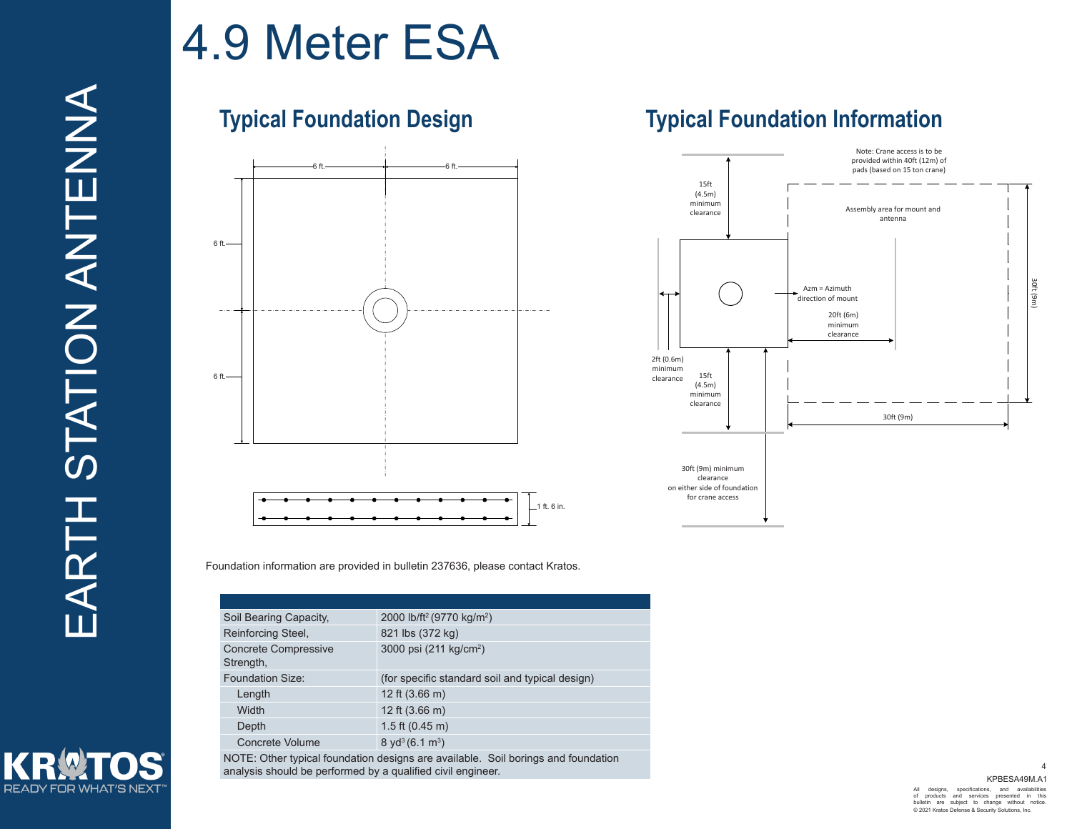# 4.9 Meter ESA

## Typical Foundation Design

## Typical Foundation Information

Foundation information are provided in bulletin 237636, please contact Kratos.

| | |
|---|---|
| Soil Bearing Capacity, | 2000 lb/ft² (9770 kg/m²) |
| Reinforcing Steel, | 821 lbs (372 kg) |
| Concrete Compressive Strength, | 3000 psi (211 kg/cm²) |
| Foundation Size: | (for specific standard soil and typical design) |
| Length | 12 ft (3.66 m) |
| Width | 12 ft (3.66 m) |
| Depth | 1.5 ft (0.45 m) |
| Concrete Volume | 8 yd³ (6.1 m³) |
| NOTE: Other typical foundation designs are available. Soil borings and foundation analysis should be performed by a qualified civil engineer. | |

KPBESA49M.A1

All designs, specifications, and availabilities of products and services presented in this bulletin are subject to change without notice.
© 2021 Kratos Defense & Security Solutions, Inc.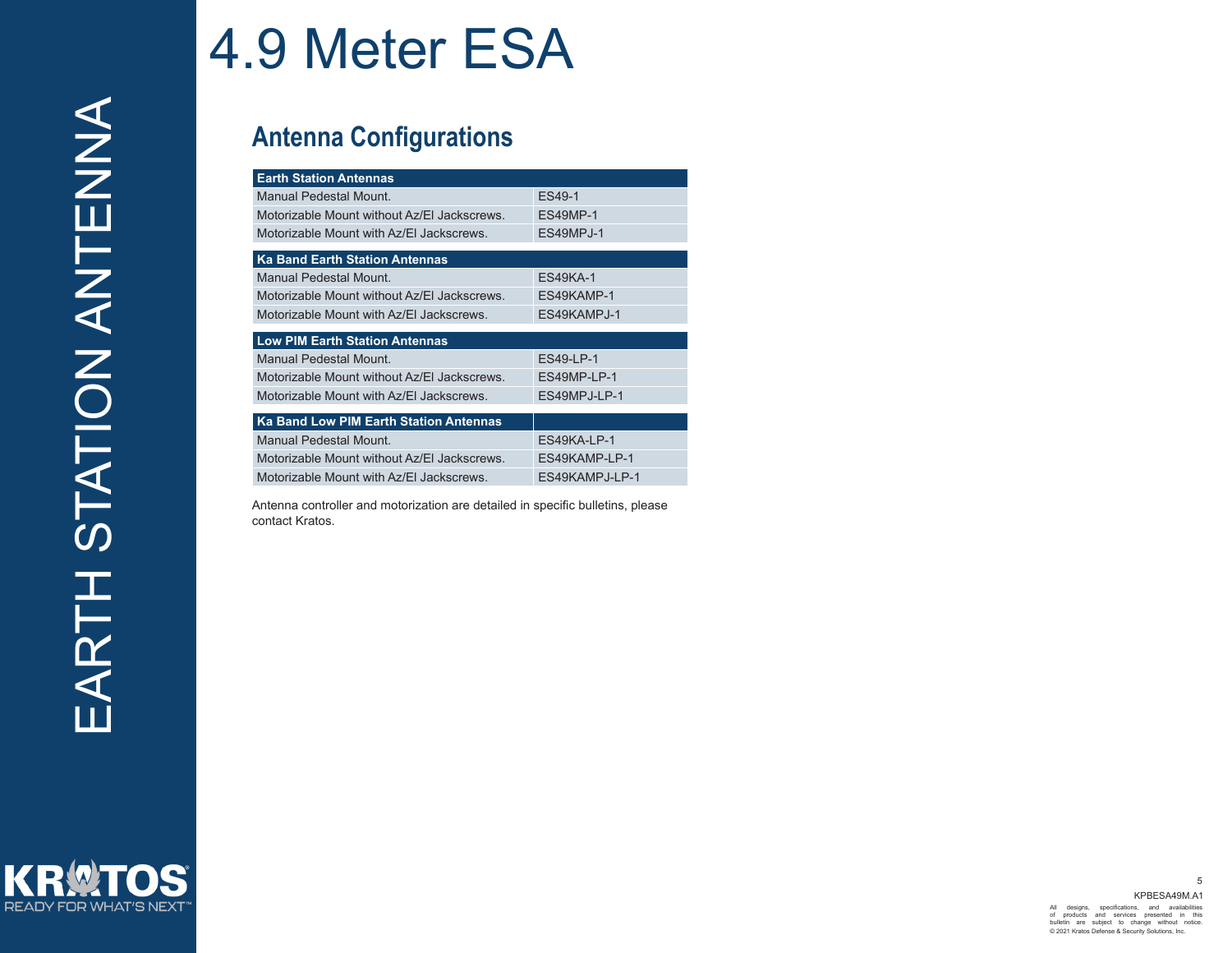# 4.9 Meter ESA

## Antenna Configurations

| Earth Station Antennas | |
|---|---|
| Manual Pedestal Mount. | ES49-1 |
| Motorizable Mount without Az/El Jackscrews. | ES49MP-1 |
| Motorizable Mount with Az/El Jackscrews. | ES49MPJ-1 |

| Ka Band Earth Station Antennas | |
|---|---|
| Manual Pedestal Mount. | ES49KA-1 |
| Motorizable Mount without Az/El Jackscrews. | ES49KAMP-1 |
| Motorizable Mount with Az/El Jackscrews. | ES49KAMPJ-1 |

| Low PIM Earth Station Antennas | |
|---|---|
| Manual Pedestal Mount. | ES49-LP-1 |
| Motorizable Mount without Az/El Jackscrews. | ES49MP-LP-1 |
| Motorizable Mount with Az/El Jackscrews. | ES49MPJ-LP-1 |

| Ka Band Low PIM Earth Station Antennas | |
|---|---|
| Manual Pedestal Mount. | ES49KA-LP-1 |
| Motorizable Mount without Az/El Jackscrews. | ES49KAMP-LP-1 |
| Motorizable Mount with Az/El Jackscrews. | ES49KAMPJ-LP-1 |

Antenna controller and motorization are detailed in specific bulletins, please contact Kratos.

EARTH STATION ANTENNA

KRATOS
READY FOR WHAT'S NEXT™

KPBESA49M.A1

All designs, specifications, and availabilities of products and services presented in this bulletin are subject to change without notice.
© 2021 Kratos Defense & Security Solutions, Inc.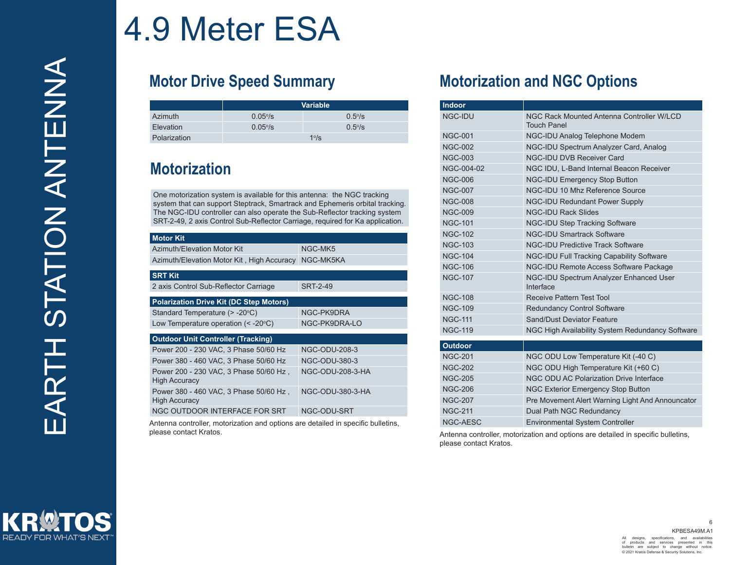# 4.9 Meter ESA

EARTH STATION ANTENNA

## Motor Drive Speed Summary

| | Variable | |
|---|---|---|
| Azimuth | 0.05°/s | 0.5°/s |
| Elevation | 0.05°/s | 0.5°/s |
| Polarization | 1°/s | |

## Motorization

One motorization system is available for this antenna: the NGC tracking system that can support Steptrack, Smartrack and Ephemeris orbital tracking. The NGC-IDU controller can also operate the Sub-Reflector tracking system SRT-2-49, 2 axis Control Sub-Reflector Carriage, required for Ka application.

| Motor Kit | |
|---|---|
| Azimuth/Elevation Motor Kit | NGC-MK5 |
| Azimuth/Elevation Motor Kit , High Accuracy | NGC-MK5KA |

| SRT Kit | |
|---|---|
| 2 axis Control Sub-Reflector Carriage | SRT-2-49 |

| Polarization Drive Kit (DC Step Motors) | |
|---|---|
| Standard Temperature (> -20°C) | NGC-PK9DRA |
| Low Temperature operation (< -20°C) | NGC-PK9DRA-LO |

| Outdoor Unit Controller (Tracking) | |
|---|---|
| Power 200 - 230 VAC, 3 Phase 50/60 Hz | NGC-ODU-208-3 |
| Power 380 - 460 VAC, 3 Phase 50/60 Hz | NGC-ODU-380-3 |
| Power 200 - 230 VAC, 3 Phase 50/60 Hz , High Accuracy | NGC-ODU-208-3-HA |
| Power 380 - 460 VAC, 3 Phase 50/60 Hz , High Accuracy | NGC-ODU-380-3-HA |
| NGC OUTDOOR INTERFACE FOR SRT | NGC-ODU-SRT |

Antenna controller, motorization and options are detailed in specific bulletins, please contact Kratos.

## Motorization and NGC Options

| Indoor | |
|---|---|
| NGC-IDU | NGC Rack Mounted Antenna Controller W/LCD Touch Panel |
| NGC-001 | NGC-IDU Analog Telephone Modem |
| NGC-002 | NGC-IDU Spectrum Analyzer Card, Analog |
| NGC-003 | NGC-IDU DVB Receiver Card |
| NGC-004-02 | NGC IDU, L-Band Internal Beacon Receiver |
| NGC-006 | NGC-IDU Emergency Stop Button |
| NGC-007 | NGC-IDU 10 Mhz Reference Source |
| NGC-008 | NGC-IDU Redundant Power Supply |
| NGC-009 | NGC-IDU Rack Slides |
| NGC-101 | NGC-IDU Step Tracking Software |
| NGC-102 | NGC-IDU Smartrack Software |
| NGC-103 | NGC-IDU Predictive Track Software |
| NGC-104 | NGC-IDU Full Tracking Capability Software |
| NGC-106 | NGC-IDU Remote Access Software Package |
| NGC-107 | NGC-IDU Spectrum Analyzer Enhanced User Interface |
| NGC-108 | Receive Pattern Test Tool |
| NGC-109 | Redundancy Control Software |
| NGC-111 | Sand/Dust Deviator Feature |
| NGC-119 | NGC High Availability System Redundancy Software |

| Outdoor | |
|---|---|
| NGC-201 | NGC ODU Low Temperature Kit (-40 C) |
| NGC-202 | NGC ODU High Temperature Kit (+60 C) |
| NGC-205 | NGC ODU AC Polarization Drive Interface |
| NGC-206 | NGC Exterior Emergency Stop Button |
| NGC-207 | Pre Movement Alert Warning Light And Announcator |
| NGC-211 | Dual Path NGC Redundancy |
| NGC-AESC | Environmental System Controller |

Antenna controller, motorization and options are detailed in specific bulletins, please contact Kratos.

KPBESA49M.A1

All designs, specifications, and availabilities of products and services presented in this bulletin are subject to change without notice.
© 2021 Kratos Defense & Security Solutions, Inc.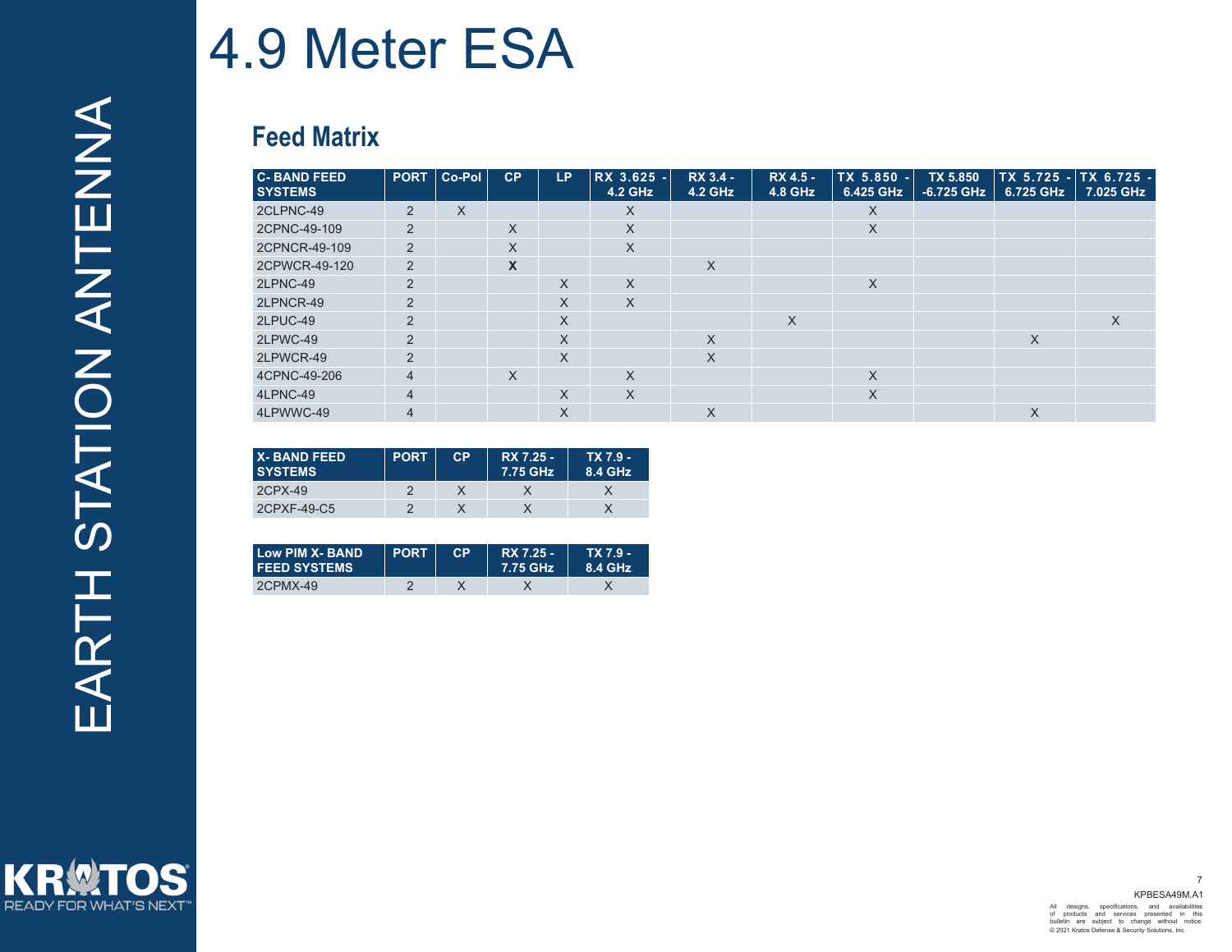# 4.9 Meter ESA

## Feed Matrix

| C- BAND FEED SYSTEMS | PORT | Co-Pol | CP | LP | RX 3.625 - 4.2 GHz | RX 3.4 - 4.2 GHz | RX 4.5 - 4.8 GHz | TX 5.850 - 6.425 GHz | TX 5.850 -6.725 GHz | TX 5.725 - 6.725 GHz | TX 6.725 - 7.025 GHz |
|---|---|---|---|---|---|---|---|---|---|---|---|
| 2CLPNC-49 | 2 | X | | | X | | | X | | | |
| 2CPNC-49-109 | 2 | | X | | X | | | X | | | |
| 2CPNCR-49-109 | 2 | | X | | X | | | | | | |
| 2CPWCR-49-120 | 2 | | **X** | | | X | | | | | |
| 2LPNC-49 | 2 | | | X | X | | | X | | | |
| 2LPNCR-49 | 2 | | | X | X | | | | | | |
| 2LPUC-49 | 2 | | | X | | | X | | | | X |
| 2LPWC-49 | 2 | | | X | | X | | | | X | |
| 2LPWCR-49 | 2 | | | X | | X | | | | | |
| 4CPNC-49-206 | 4 | | X | | X | | | X | | | |
| 4LPNC-49 | 4 | | | X | X | | | X | | | |
| 4LPWWC-49 | 4 | | | X | | X | | | | X | |

| X- BAND FEED SYSTEMS | PORT | CP | RX 7.25 - 7.75 GHz | TX 7.9 - 8.4 GHz |
|---|---|---|---|---|
| 2CPX-49 | 2 | X | X | X |
| 2CPXF-49-C5 | 2 | X | X | X |

| Low PIM X- BAND FEED SYSTEMS | PORT | CP | RX 7.25 - 7.75 GHz | TX 7.9 - 8.4 GHz |
|---|---|---|---|---|
| 2CPMX-49 | 2 | X | X | X |

KPBESA49M.A1

All designs, specifications, and availabilities of products and services presented in this bulletin are subject to change without notice.
© 2021 Kratos Defense & Security Solutions, Inc.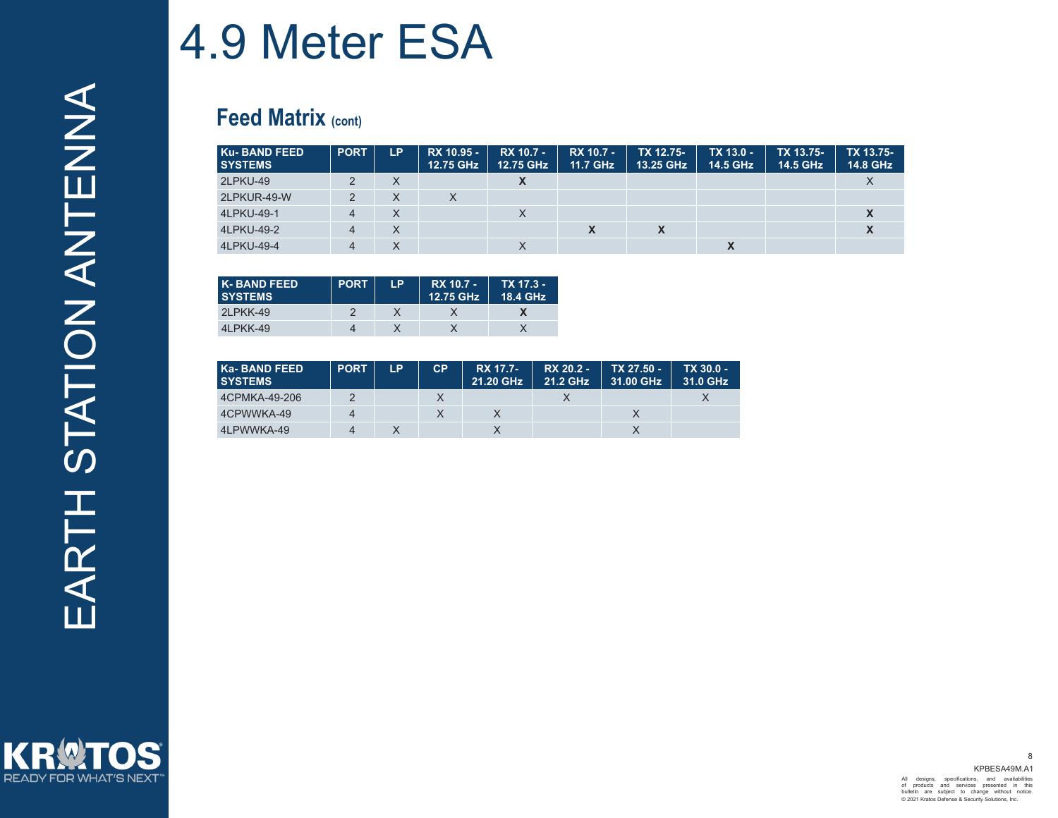# 4.9 Meter ESA

## Feed Matrix (cont)

| Ku- BAND FEED SYSTEMS | PORT | LP | RX 10.95 - 12.75 GHz | RX 10.7 - 12.75 GHz | RX 10.7 - 11.7 GHz | TX 12.75- 13.25 GHz | TX 13.0 - 14.5 GHz | TX 13.75- 14.5 GHz | TX 13.75- 14.8 GHz |
|---|---|---|---|---|---|---|---|---|---|
| 2LPKU-49 | 2 | X | | **X** | | | | | X |
| 2LPKUR-49-W | 2 | X | X | | | | | | |
| 4LPKU-49-1 | 4 | X | | X | | | | | **X** |
| 4LPKU-49-2 | 4 | X | | | **X** | **X** | | | **X** |
| 4LPKU-49-4 | 4 | X | | X | | | **X** | | |

| K- BAND FEED SYSTEMS | PORT | LP | RX 10.7 - 12.75 GHz | TX 17.3 - 18.4 GHz |
|---|---|---|---|---|
| 2LPKK-49 | 2 | X | X | **X** |
| 4LPKK-49 | 4 | X | X | X |

| Ka- BAND FEED SYSTEMS | PORT | LP | CP | RX 17.7- 21.20 GHz | RX 20.2 - 21.2 GHz | TX 27.50 - 31.00 GHz | TX 30.0 - 31.0 GHz |
|---|---|---|---|---|---|---|---|
| 4CPMKA-49-206 | 2 | | X | | X | | X |
| 4CPWWKA-49 | 4 | | X | X | | X | |
| 4LPWWKA-49 | 4 | X | | X | | X | |

KPBESA49M.A1

All designs, specifications, and availabilities of products and services presented in this bulletin are subject to change without notice.
© 2021 Kratos Defense & Security Solutions, Inc.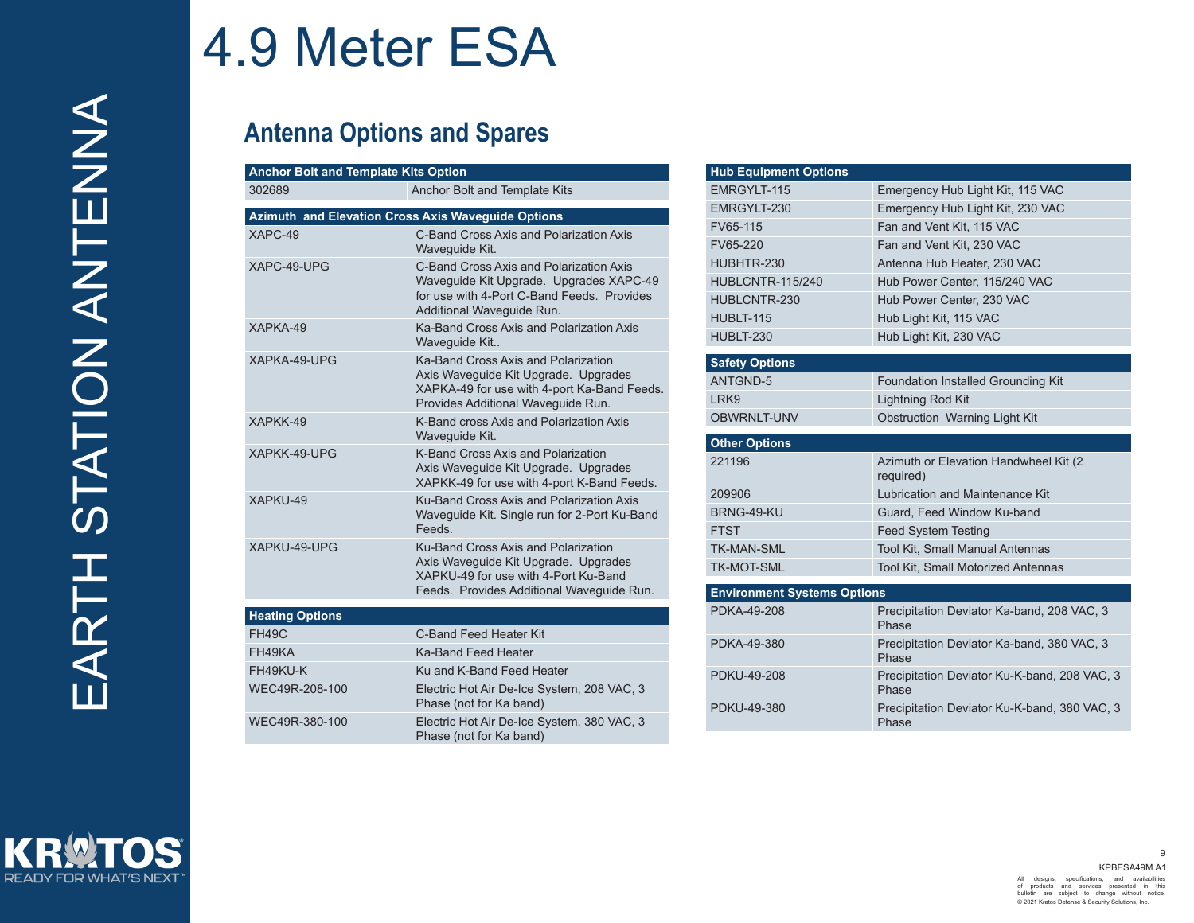# 4.9 Meter ESA

## Antenna Options and Spares

| Anchor Bolt and Template Kits Option | |
|---|---|
| 302689 | Anchor Bolt and Template Kits |

| Azimuth and Elevation Cross Axis Waveguide Options | |
|---|---|
| XAPC-49 | C-Band Cross Axis and Polarization Axis Waveguide Kit. |
| XAPC-49-UPG | C-Band Cross Axis and Polarization Axis Waveguide Kit Upgrade. Upgrades XAPC-49 for use with 4-Port C-Band Feeds. Provides Additional Waveguide Run. |
| XAPKA-49 | Ka-Band Cross Axis and Polarization Axis Waveguide Kit.. |
| XAPKA-49-UPG | Ka-Band Cross Axis and Polarization Axis Waveguide Kit Upgrade. Upgrades XAPKA-49 for use with 4-port Ka-Band Feeds. Provides Additional Waveguide Run. |
| XAPKK-49 | K-Band cross Axis and Polarization Axis Waveguide Kit. |
| XAPKK-49-UPG | K-Band Cross Axis and Polarization Axis Waveguide Kit Upgrade. Upgrades XAPKK-49 for use with 4-port K-Band Feeds. |
| XAPKU-49 | Ku-Band Cross Axis and Polarization Axis Waveguide Kit. Single run for 2-Port Ku-Band Feeds. |
| XAPKU-49-UPG | Ku-Band Cross Axis and Polarization Axis Waveguide Kit Upgrade. Upgrades XAPKU-49 for use with 4-Port Ku-Band Feeds. Provides Additional Waveguide Run. |

| Heating Options | |
|---|---|
| FH49C | C-Band Feed Heater Kit |
| FH49KA | Ka-Band Feed Heater |
| FH49KU-K | Ku and K-Band Feed Heater |
| WEC49R-208-100 | Electric Hot Air De-Ice System, 208 VAC, 3 Phase (not for Ka band) |
| WEC49R-380-100 | Electric Hot Air De-Ice System, 380 VAC, 3 Phase (not for Ka band) |

| Hub Equipment Options | |
|---|---|
| EMRGYLT-115 | Emergency Hub Light Kit, 115 VAC |
| EMRGYLT-230 | Emergency Hub Light Kit, 230 VAC |
| FV65-115 | Fan and Vent Kit, 115 VAC |
| FV65-220 | Fan and Vent Kit, 230 VAC |
| HUBHTR-230 | Antenna Hub Heater, 230 VAC |
| HUBLCNTR-115/240 | Hub Power Center, 115/240 VAC |
| HUBLCNTR-230 | Hub Power Center, 230 VAC |
| HUBLT-115 | Hub Light Kit, 115 VAC |
| HUBLT-230 | Hub Light Kit, 230 VAC |

| Safety Options | |
|---|---|
| ANTGND-5 | Foundation Installed Grounding Kit |
| LRK9 | Lightning Rod Kit |
| OBWRNLT-UNV | Obstruction Warning Light Kit |

| Other Options | |
|---|---|
| 221196 | Azimuth or Elevation Handwheel Kit (2 required) |
| 209906 | Lubrication and Maintenance Kit |
| BRNG-49-KU | Guard, Feed Window Ku-band |
| FTST | Feed System Testing |
| TK-MAN-SML | Tool Kit, Small Manual Antennas |
| TK-MOT-SML | Tool Kit, Small Motorized Antennas |

| Environment Systems Options | |
|---|---|
| PDKA-49-208 | Precipitation Deviator Ka-band, 208 VAC, 3 Phase |
| PDKA-49-380 | Precipitation Deviator Ka-band, 380 VAC, 3 Phase |
| PDKU-49-208 | Precipitation Deviator Ku-K-band, 208 VAC, 3 Phase |
| PDKU-49-380 | Precipitation Deviator Ku-K-band, 380 VAC, 3 Phase |

KPBESA49M.A1

All designs, specifications, and availabilities of products and services presented in this bulletin are subject to change without notice.
© 2021 Kratos Defense & Security Solutions, Inc.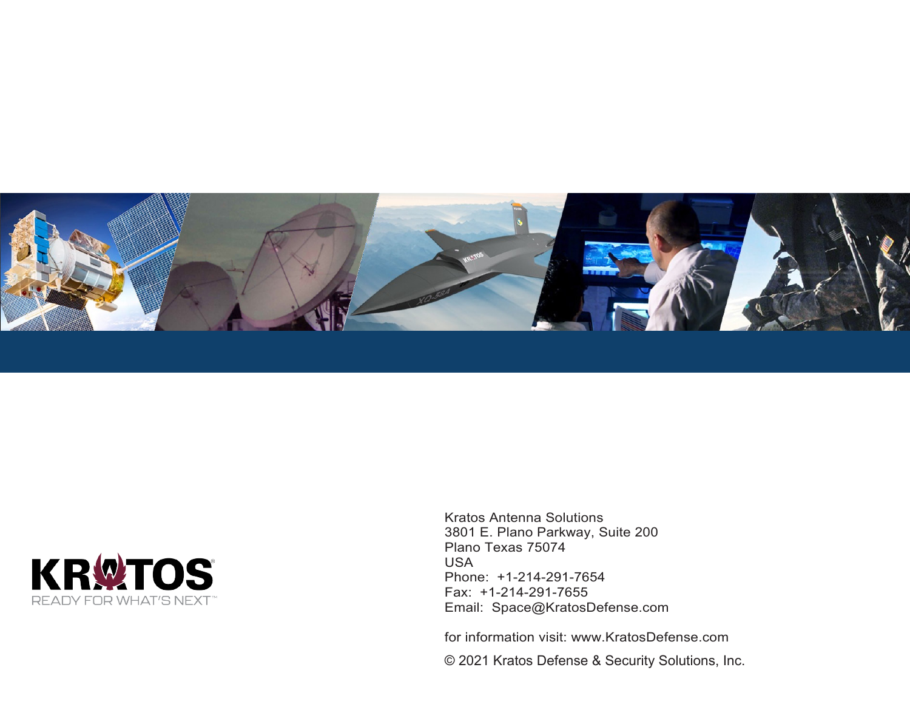KRATOS
READY FOR WHAT'S NEXT™

Kratos Antenna Solutions
3801 E. Plano Parkway, Suite 200
Plano Texas 75074
USA
Phone: +1-214-291-7654
Fax: +1-214-291-7655
Email: Space@KratosDefense.com

for information visit: www.KratosDefense.com

© 2021 Kratos Defense & Security Solutions, Inc.